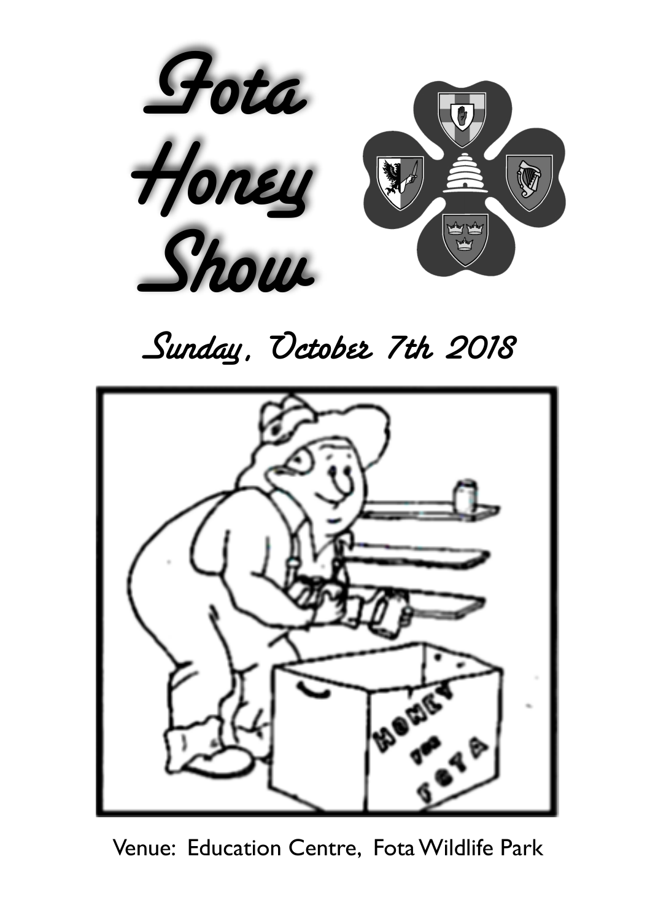# Fota Honey Show

## Sunday, October 7th 2018

Venue: Education Centre, Fota Wildlife Park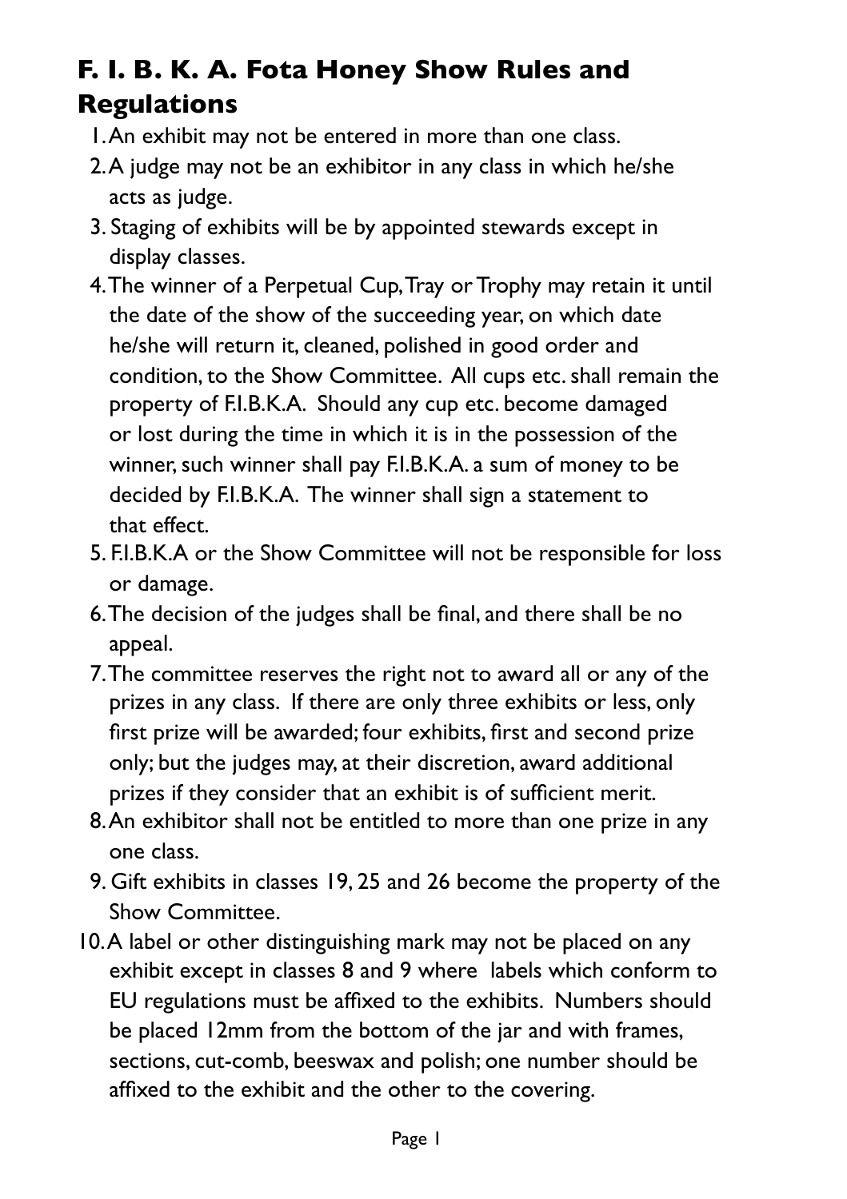# F. I. B. K. A. Fota Honey Show Rules and Regulations

1. An exhibit may not be entered in more than one class.
2. A judge may not be an exhibitor in any class in which he/she acts as judge.
3. Staging of exhibits will be by appointed stewards except in display classes.
4. The winner of a Perpetual Cup, Tray or Trophy may retain it until the date of the show of the succeeding year, on which date he/she will return it, cleaned, polished in good order and condition, to the Show Committee. All cups etc. shall remain the property of F.I.B.K.A. Should any cup etc. become damaged or lost during the time in which it is in the possession of the winner, such winner shall pay F.I.B.K.A. a sum of money to be decided by F.I.B.K.A. The winner shall sign a statement to that effect.
5. F.I.B.K.A or the Show Committee will not be responsible for loss or damage.
6. The decision of the judges shall be final, and there shall be no appeal.
7. The committee reserves the right not to award all or any of the prizes in any class. If there are only three exhibits or less, only first prize will be awarded; four exhibits, first and second prize only; but the judges may, at their discretion, award additional prizes if they consider that an exhibit is of sufficient merit.
8. An exhibitor shall not be entitled to more than one prize in any one class.
9. Gift exhibits in classes 19, 25 and 26 become the property of the Show Committee.
10. A label or other distinguishing mark may not be placed on any exhibit except in classes 8 and 9 where labels which conform to EU regulations must be affixed to the exhibits. Numbers should be placed 12mm from the bottom of the jar and with frames, sections, cut-comb, beeswax and polish; one number should be affixed to the exhibit and the other to the covering.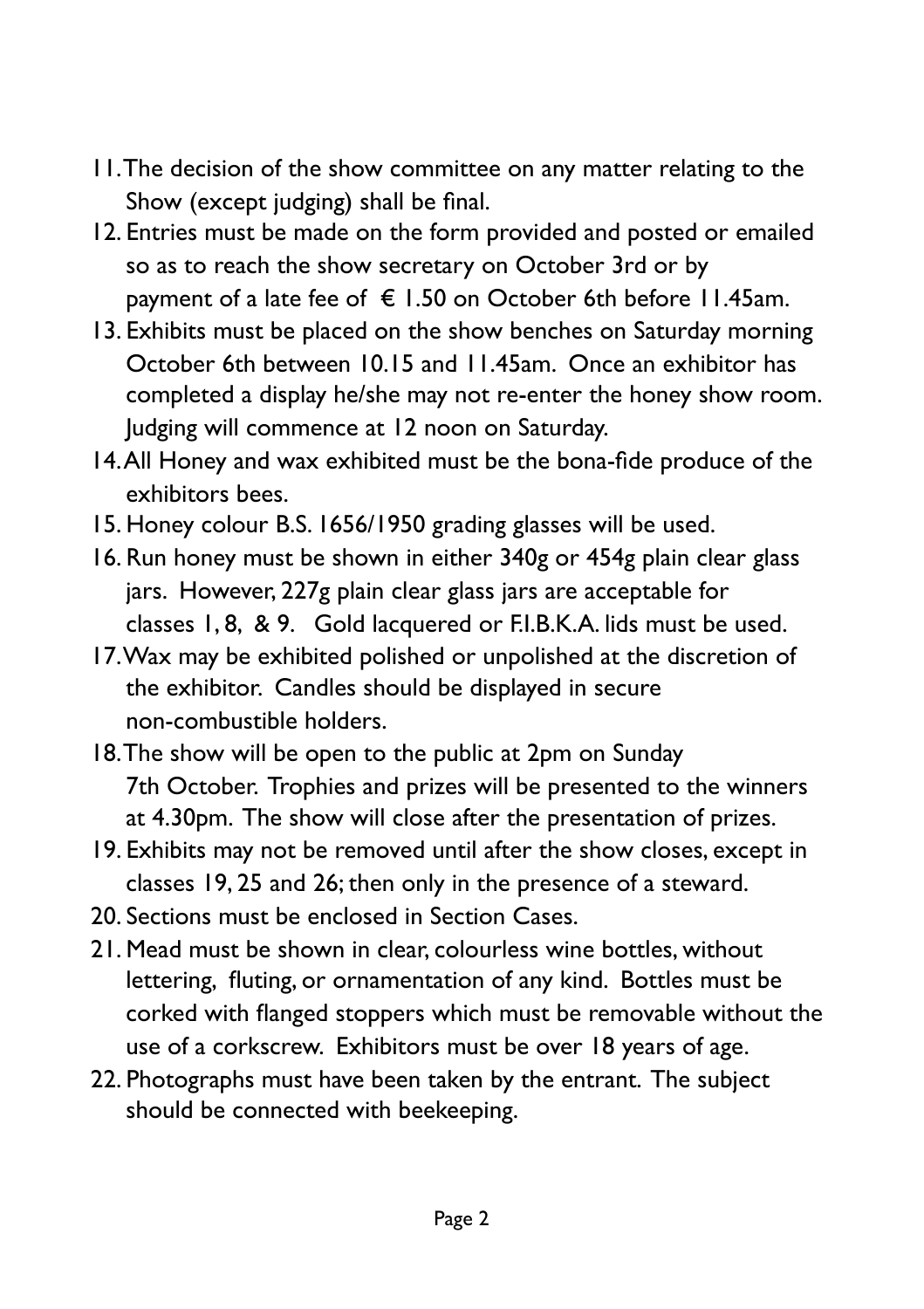11. The decision of the show committee on any matter relating to the Show (except judging) shall be final.
12. Entries must be made on the form provided and posted or emailed so as to reach the show secretary on October 3rd or by payment of a late fee of € 1.50 on October 6th before 11.45am.
13. Exhibits must be placed on the show benches on Saturday morning October 6th between 10.15 and 11.45am. Once an exhibitor has completed a display he/she may not re-enter the honey show room. Judging will commence at 12 noon on Saturday.
14. All Honey and wax exhibited must be the bona-fide produce of the exhibitors bees.
15. Honey colour B.S. 1656/1950 grading glasses will be used.
16. Run honey must be shown in either 340g or 454g plain clear glass jars. However, 227g plain clear glass jars are acceptable for classes 1, 8, & 9. Gold lacquered or F.I.B.K.A. lids must be used.
17. Wax may be exhibited polished or unpolished at the discretion of the exhibitor. Candles should be displayed in secure non-combustible holders.
18. The show will be open to the public at 2pm on Sunday 7th October. Trophies and prizes will be presented to the winners at 4.30pm. The show will close after the presentation of prizes.
19. Exhibits may not be removed until after the show closes, except in classes 19, 25 and 26; then only in the presence of a steward.
20. Sections must be enclosed in Section Cases.
21. Mead must be shown in clear, colourless wine bottles, without lettering, fluting, or ornamentation of any kind. Bottles must be corked with flanged stoppers which must be removable without the use of a corkscrew. Exhibitors must be over 18 years of age.
22. Photographs must have been taken by the entrant. The subject should be connected with beekeeping.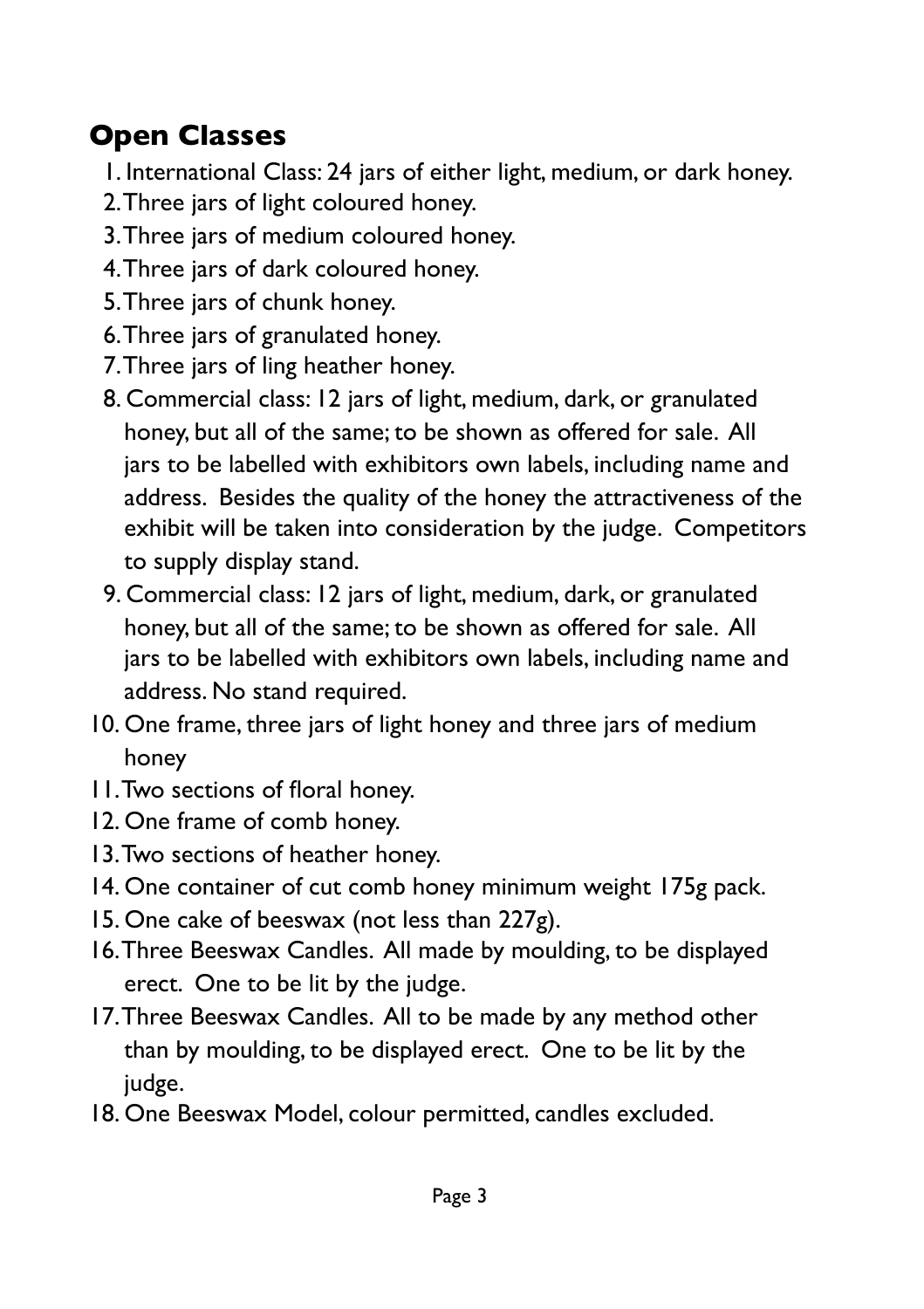## Open Classes

1. International Class: 24 jars of either light, medium, or dark honey.
2. Three jars of light coloured honey.
3. Three jars of medium coloured honey.
4. Three jars of dark coloured honey.
5. Three jars of chunk honey.
6. Three jars of granulated honey.
7. Three jars of ling heather honey.
8. Commercial class: 12 jars of light, medium, dark, or granulated honey, but all of the same; to be shown as offered for sale. All jars to be labelled with exhibitors own labels, including name and address. Besides the quality of the honey the attractiveness of the exhibit will be taken into consideration by the judge. Competitors to supply display stand.
9. Commercial class: 12 jars of light, medium, dark, or granulated honey, but all of the same; to be shown as offered for sale. All jars to be labelled with exhibitors own labels, including name and address. No stand required.
10. One frame, three jars of light honey and three jars of medium honey
11. Two sections of floral honey.
12. One frame of comb honey.
13. Two sections of heather honey.
14. One container of cut comb honey minimum weight 175g pack.
15. One cake of beeswax (not less than 227g).
16. Three Beeswax Candles. All made by moulding, to be displayed erect. One to be lit by the judge.
17. Three Beeswax Candles. All to be made by any method other than by moulding, to be displayed erect. One to be lit by the judge.
18. One Beeswax Model, colour permitted, candles excluded.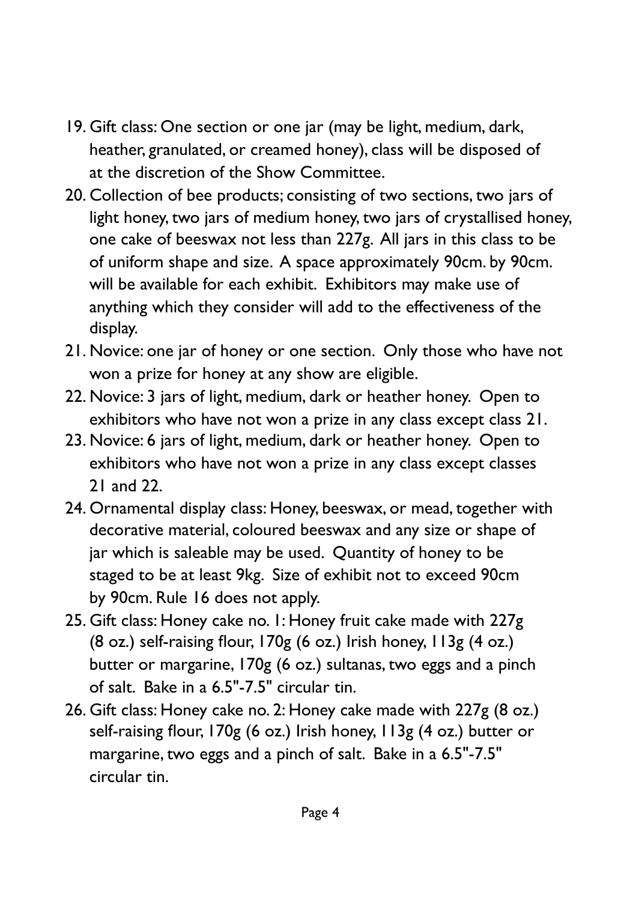19. Gift class: One section or one jar (may be light, medium, dark, heather, granulated, or creamed honey), class will be disposed of at the discretion of the Show Committee.
20. Collection of bee products; consisting of two sections, two jars of light honey, two jars of medium honey, two jars of crystallised honey, one cake of beeswax not less than 227g. All jars in this class to be of uniform shape and size. A space approximately 90cm. by 90cm. will be available for each exhibit. Exhibitors may make use of anything which they consider will add to the effectiveness of the display.
21. Novice: one jar of honey or one section. Only those who have not won a prize for honey at any show are eligible.
22. Novice: 3 jars of light, medium, dark or heather honey. Open to exhibitors who have not won a prize in any class except class 21.
23. Novice: 6 jars of light, medium, dark or heather honey. Open to exhibitors who have not won a prize in any class except classes 21 and 22.
24. Ornamental display class: Honey, beeswax, or mead, together with decorative material, coloured beeswax and any size or shape of jar which is saleable may be used. Quantity of honey to be staged to be at least 9kg. Size of exhibit not to exceed 90cm by 90cm. Rule 16 does not apply.
25. Gift class: Honey cake no. 1: Honey fruit cake made with 227g (8 oz.) self-raising flour, 170g (6 oz.) Irish honey, 113g (4 oz.) butter or margarine, 170g (6 oz.) sultanas, two eggs and a pinch of salt. Bake in a 6.5"-7.5" circular tin.
26. Gift class: Honey cake no. 2: Honey cake made with 227g (8 oz.) self-raising flour, 170g (6 oz.) Irish honey, 113g (4 oz.) butter or margarine, two eggs and a pinch of salt. Bake in a 6.5"-7.5" circular tin.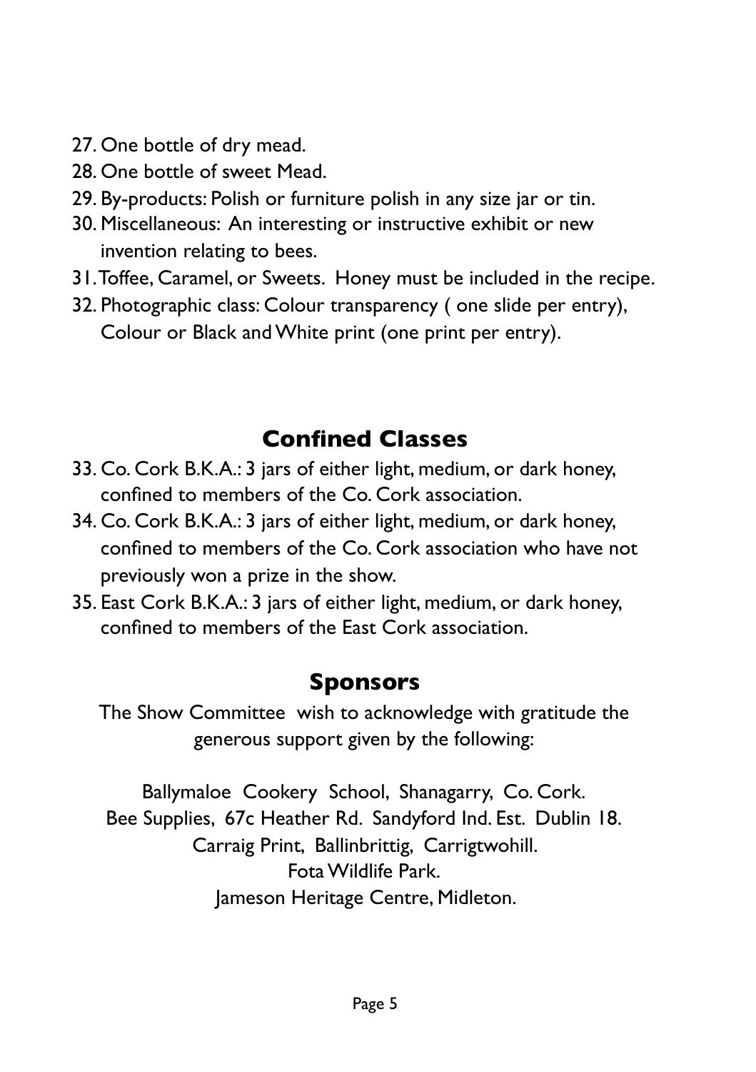27. One bottle of dry mead.
28. One bottle of sweet Mead.
29. By-products: Polish or furniture polish in any size jar or tin.
30. Miscellaneous: An interesting or instructive exhibit or new invention relating to bees.
31. Toffee, Caramel, or Sweets. Honey must be included in the recipe.
32. Photographic class: Colour transparency ( one slide per entry), Colour or Black and White print (one print per entry).

## Confined Classes

33. Co. Cork B.K.A.: 3 jars of either light, medium, or dark honey, confined to members of the Co. Cork association.
34. Co. Cork B.K.A.: 3 jars of either light, medium, or dark honey, confined to members of the Co. Cork association who have not previously won a prize in the show.
35. East Cork B.K.A.: 3 jars of either light, medium, or dark honey, confined to members of the East Cork association.

## Sponsors

The Show Committee wish to acknowledge with gratitude the generous support given by the following:

Ballymaloe Cookery School, Shanagarry, Co. Cork.
Bee Supplies, 67c Heather Rd. Sandyford Ind. Est. Dublin 18.
Carraig Print, Ballinbrittig, Carrigtwohill.
Fota Wildlife Park.
Jameson Heritage Centre, Midleton.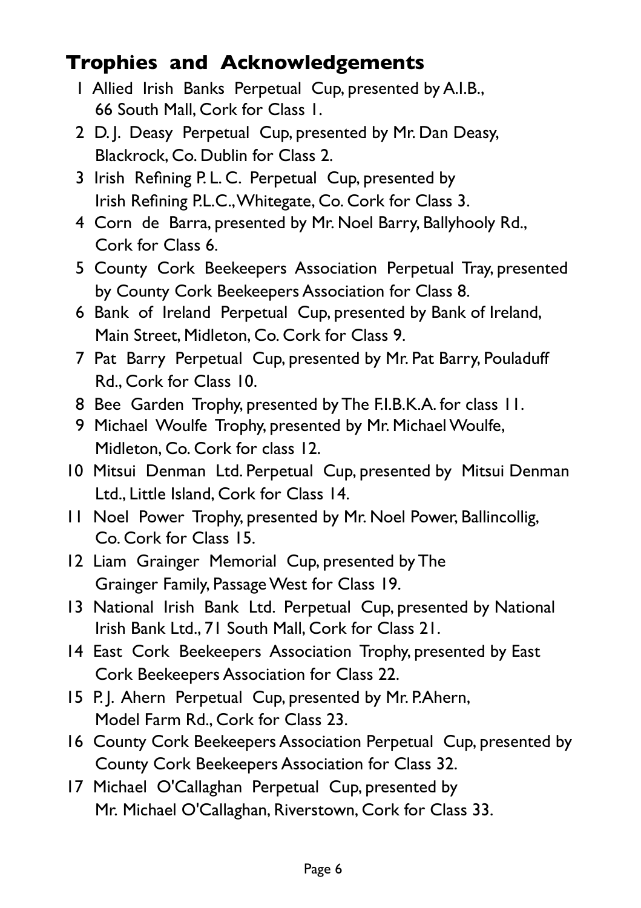## Trophies and Acknowledgements

1. Allied Irish Banks Perpetual Cup, presented by A.I.B., 66 South Mall, Cork for Class 1.
2. D. J. Deasy Perpetual Cup, presented by Mr. Dan Deasy, Blackrock, Co. Dublin for Class 2.
3. Irish Refining P. L. C. Perpetual Cup, presented by Irish Refining P.L.C., Whitegate, Co. Cork for Class 3.
4. Corn de Barra, presented by Mr. Noel Barry, Ballyhooly Rd., Cork for Class 6.
5. County Cork Beekeepers Association Perpetual Tray, presented by County Cork Beekeepers Association for Class 8.
6. Bank of Ireland Perpetual Cup, presented by Bank of Ireland, Main Street, Midleton, Co. Cork for Class 9.
7. Pat Barry Perpetual Cup, presented by Mr. Pat Barry, Pouladuff Rd., Cork for Class 10.
8. Bee Garden Trophy, presented by The F.I.B.K.A. for class 11.
9. Michael Woulfe Trophy, presented by Mr. Michael Woulfe, Midleton, Co. Cork for class 12.
10. Mitsui Denman Ltd. Perpetual Cup, presented by Mitsui Denman Ltd., Little Island, Cork for Class 14.
11. Noel Power Trophy, presented by Mr. Noel Power, Ballincollig, Co. Cork for Class 15.
12. Liam Grainger Memorial Cup, presented by The Grainger Family, Passage West for Class 19.
13. National Irish Bank Ltd. Perpetual Cup, presented by National Irish Bank Ltd., 71 South Mall, Cork for Class 21.
14. East Cork Beekeepers Association Trophy, presented by East Cork Beekeepers Association for Class 22.
15. P. J. Ahern Perpetual Cup, presented by Mr. P. Ahern, Model Farm Rd., Cork for Class 23.
16. County Cork Beekeepers Association Perpetual Cup, presented by County Cork Beekeepers Association for Class 32.
17. Michael O'Callaghan Perpetual Cup, presented by Mr. Michael O'Callaghan, Riverstown, Cork for Class 33.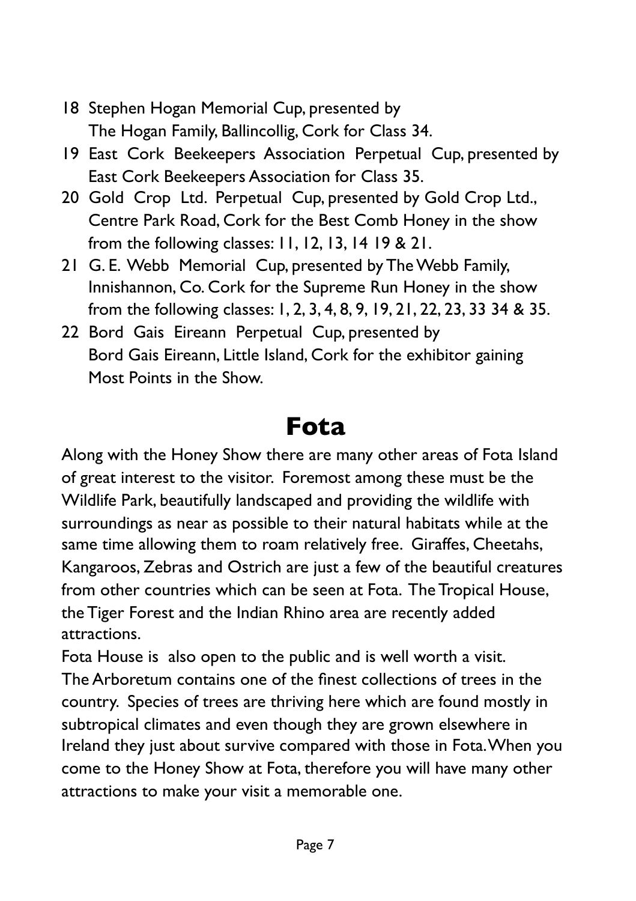18 Stephen Hogan Memorial Cup, presented by The Hogan Family, Ballincollig, Cork for Class 34.
19 East Cork Beekeepers Association Perpetual Cup, presented by East Cork Beekeepers Association for Class 35.
20 Gold Crop Ltd. Perpetual Cup, presented by Gold Crop Ltd., Centre Park Road, Cork for the Best Comb Honey in the show from the following classes: 11, 12, 13, 14 19 & 21.
21 G. E. Webb Memorial Cup, presented by The Webb Family, Innishannon, Co. Cork for the Supreme Run Honey in the show from the following classes: 1, 2, 3, 4, 8, 9, 19, 21, 22, 23, 33 34 & 35.
22 Bord Gais Eireann Perpetual Cup, presented by Bord Gais Eireann, Little Island, Cork for the exhibitor gaining Most Points in the Show.

# Fota

Along with the Honey Show there are many other areas of Fota Island of great interest to the visitor. Foremost among these must be the Wildlife Park, beautifully landscaped and providing the wildlife with surroundings as near as possible to their natural habitats while at the same time allowing them to roam relatively free. Giraffes, Cheetahs, Kangaroos, Zebras and Ostrich are just a few of the beautiful creatures from other countries which can be seen at Fota. The Tropical House, the Tiger Forest and the Indian Rhino area are recently added attractions.

Fota House is also open to the public and is well worth a visit. The Arboretum contains one of the finest collections of trees in the country. Species of trees are thriving here which are found mostly in subtropical climates and even though they are grown elsewhere in Ireland they just about survive compared with those in Fota. When you come to the Honey Show at Fota, therefore you will have many other attractions to make your visit a memorable one.